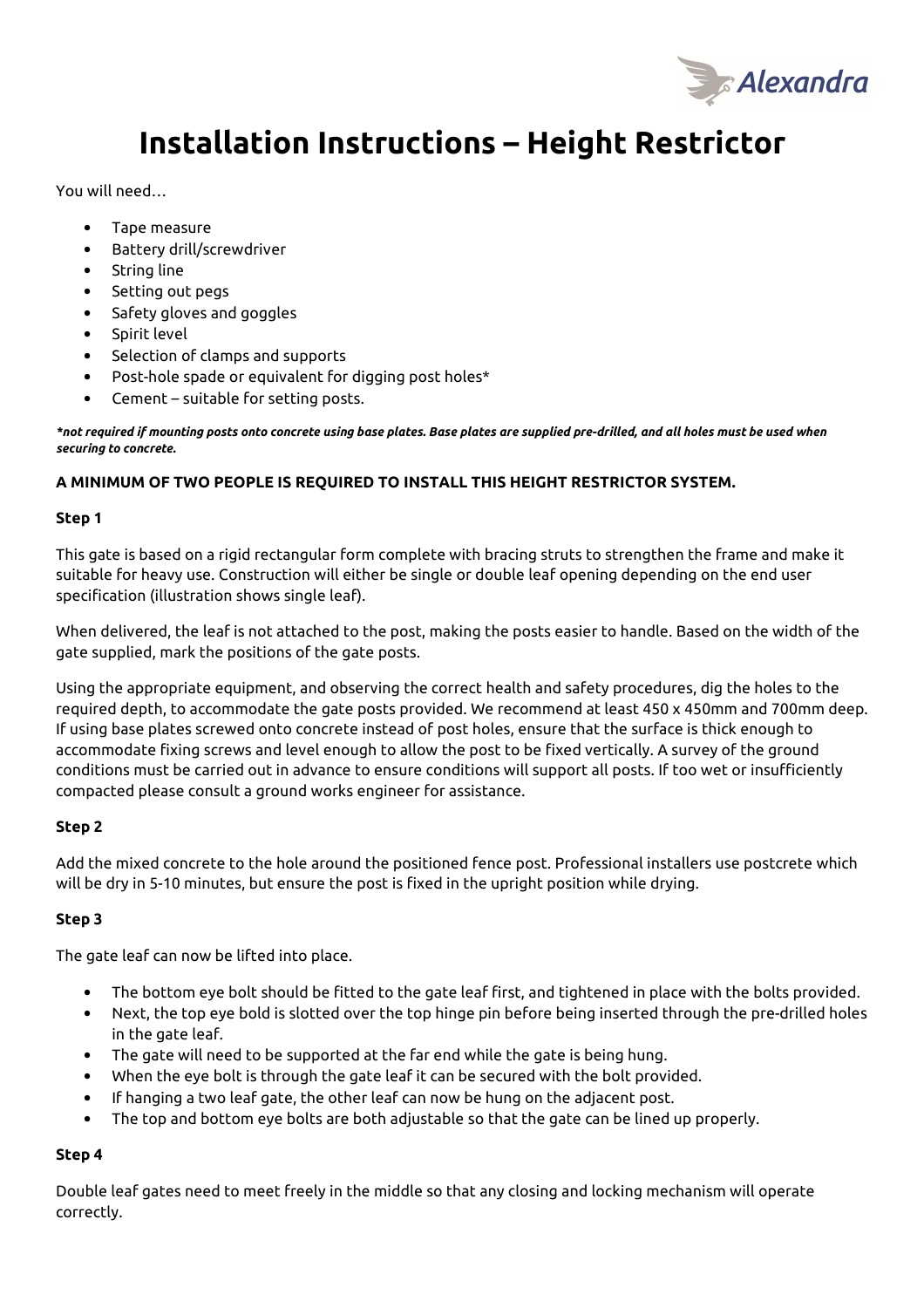# Installation Instructions – Height Restrictor

You will need…

- Tape measure
- Battery drill/screwdriver
- String line
- Setting out pegs
- Safety gloves and goggles
- Spirit level
- Selection of clamps and supports
- Post-hole spade or equivalent for digging post holes*
- Cement – suitable for setting posts.

***not required if mounting posts onto concrete using base plates. Base plates are supplied pre-drilled, and all holes must be used when securing to concrete.***

**A MINIMUM OF TWO PEOPLE IS REQUIRED TO INSTALL THIS HEIGHT RESTRICTOR SYSTEM.**

**Step 1**

This gate is based on a rigid rectangular form complete with bracing struts to strengthen the frame and make it suitable for heavy use. Construction will either be single or double leaf opening depending on the end user specification (illustration shows single leaf).

When delivered, the leaf is not attached to the post, making the posts easier to handle. Based on the width of the gate supplied, mark the positions of the gate posts.

Using the appropriate equipment, and observing the correct health and safety procedures, dig the holes to the required depth, to accommodate the gate posts provided. We recommend at least 450 x 450mm and 700mm deep. If using base plates screwed onto concrete instead of post holes, ensure that the surface is thick enough to accommodate fixing screws and level enough to allow the post to be fixed vertically. A survey of the ground conditions must be carried out in advance to ensure conditions will support all posts. If too wet or insufficiently compacted please consult a ground works engineer for assistance.

**Step 2**

Add the mixed concrete to the hole around the positioned fence post. Professional installers use postcrete which will be dry in 5-10 minutes, but ensure the post is fixed in the upright position while drying.

**Step 3**

The gate leaf can now be lifted into place.

- The bottom eye bolt should be fitted to the gate leaf first, and tightened in place with the bolts provided.
- Next, the top eye bold is slotted over the top hinge pin before being inserted through the pre-drilled holes in the gate leaf.
- The gate will need to be supported at the far end while the gate is being hung.
- When the eye bolt is through the gate leaf it can be secured with the bolt provided.
- If hanging a two leaf gate, the other leaf can now be hung on the adjacent post.
- The top and bottom eye bolts are both adjustable so that the gate can be lined up properly.

**Step 4**

Double leaf gates need to meet freely in the middle so that any closing and locking mechanism will operate correctly.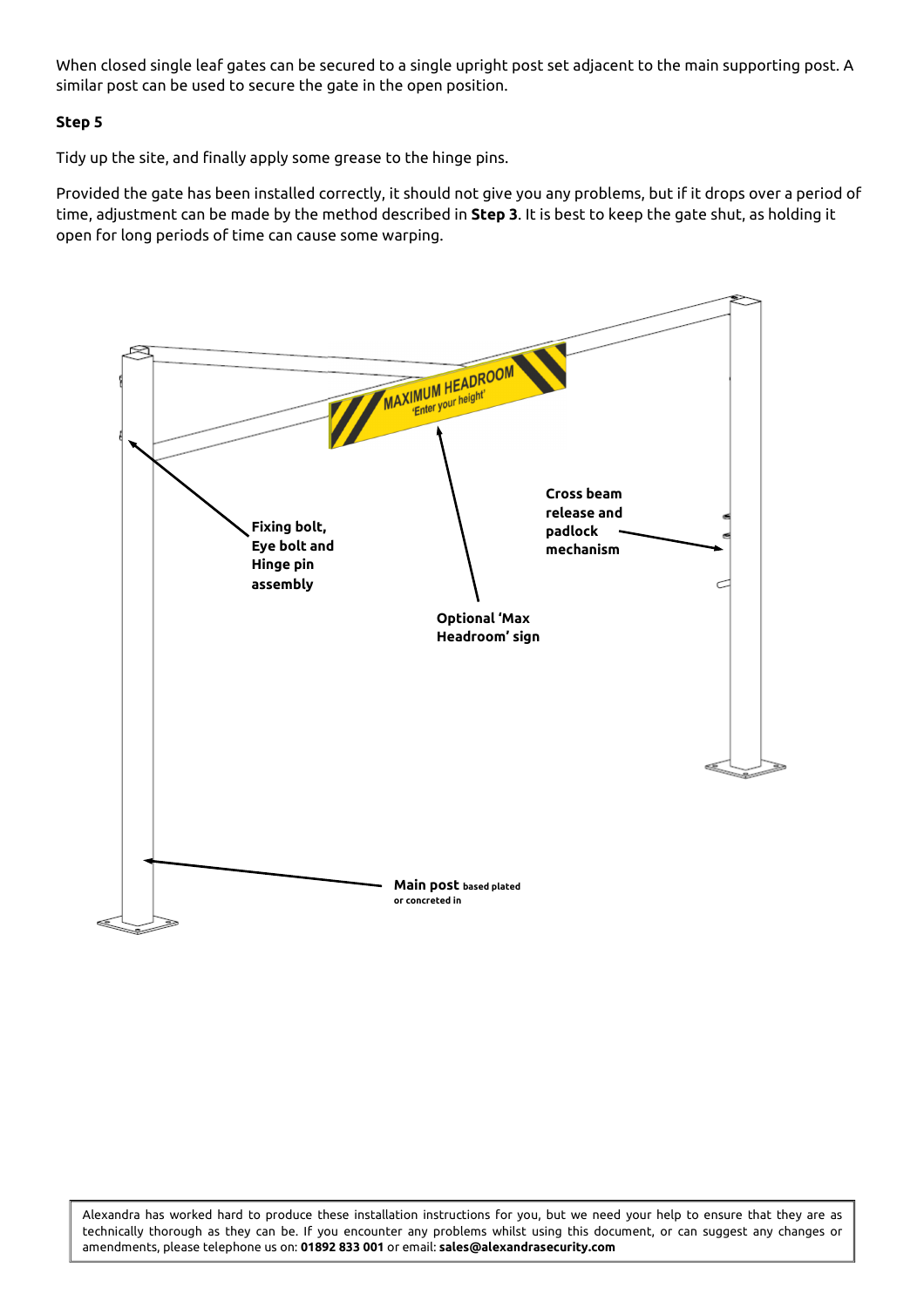When closed single leaf gates can be secured to a single upright post set adjacent to the main supporting post. A similar post can be used to secure the gate in the open position.

**Step 5**

Tidy up the site, and finally apply some grease to the hinge pins.

Provided the gate has been installed correctly, it should not give you any problems, but if it drops over a period of time, adjustment can be made by the method described in **Step 3**. It is best to keep the gate shut, as holding it open for long periods of time can cause some warping.

MAXIMUM HEADROOM
'Enter your height'

**Fixing bolt, Eye bolt and Hinge pin assembly**

**Optional 'Max Headroom' sign**

**Cross beam release and padlock mechanism**

**Main post** **based plated or concreted in**

Alexandra has worked hard to produce these installation instructions for you, but we need your help to ensure that they are as technically thorough as they can be. If you encounter any problems whilst using this document, or can suggest any changes or amendments, please telephone us on: **01892 833 001** or email: **sales@alexandrasecurity.com**